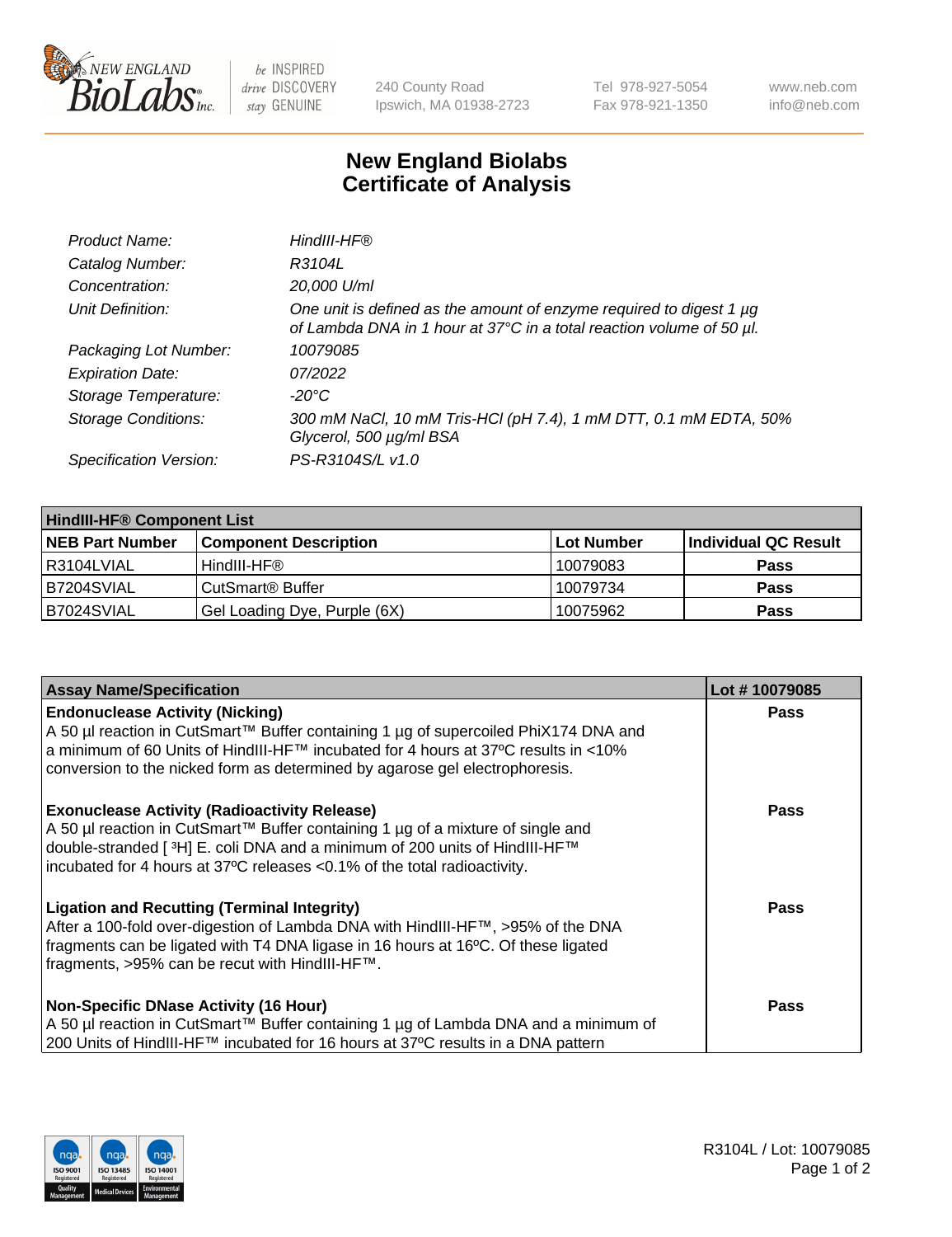# New England Biolabs Certificate of Analysis

| | |
|---|---|
| *Product Name:* | *HindIII-HF®* |
| *Catalog Number:* | *R3104L* |
| *Concentration:* | *20,000 U/ml* |
| *Unit Definition:* | *One unit is defined as the amount of enzyme required to digest 1 µg of Lambda DNA in 1 hour at 37°C in a total reaction volume of 50 µl.* |
| *Packaging Lot Number:* | *10079085* |
| *Expiration Date:* | *07/2022* |
| *Storage Temperature:* | *-20°C* |
| *Storage Conditions:* | *300 mM NaCl, 10 mM Tris-HCl (pH 7.4), 1 mM DTT, 0.1 mM EDTA, 50% Glycerol, 500 µg/ml BSA* |
| *Specification Version:* | *PS-R3104S/L v1.0* |

| **HindIII-HF® Component List** | | | |
|---|---|---|---|
| **NEB Part Number** | **Component Description** | **Lot Number** | **Individual QC Result** |
| R3104LVIAL | HindIII-HF® | 10079083 | **Pass** |
| B7204SVIAL | CutSmart® Buffer | 10079734 | **Pass** |
| B7024SVIAL | Gel Loading Dye, Purple (6X) | 10075962 | **Pass** |

| **Assay Name/Specification** | **Lot # 10079085** |
|---|---|
| **Endonuclease Activity (Nicking)**<br>A 50 µl reaction in CutSmart™ Buffer containing 1 µg of supercoiled PhiX174 DNA and a minimum of 60 Units of HindIII-HF™ incubated for 4 hours at 37ºC results in <10% conversion to the nicked form as determined by agarose gel electrophoresis. | **Pass** |
| **Exonuclease Activity (Radioactivity Release)**<br>A 50 µl reaction in CutSmart™ Buffer containing 1 µg of a mixture of single and double-stranded [ $^{3}$H] E. coli DNA and a minimum of 200 units of HindIII-HF™ incubated for 4 hours at 37ºC releases <0.1% of the total radioactivity. | **Pass** |
| **Ligation and Recutting (Terminal Integrity)**<br>After a 100-fold over-digestion of Lambda DNA with HindIII-HF™, >95% of the DNA fragments can be ligated with T4 DNA ligase in 16 hours at 16ºC. Of these ligated fragments, >95% can be recut with HindIII-HF™. | **Pass** |
| **Non-Specific DNase Activity (16 Hour)**<br>A 50 µl reaction in CutSmart™ Buffer containing 1 µg of Lambda DNA and a minimum of 200 Units of HindIII-HF™ incubated for 16 hours at 37ºC results in a DNA pattern | **Pass** |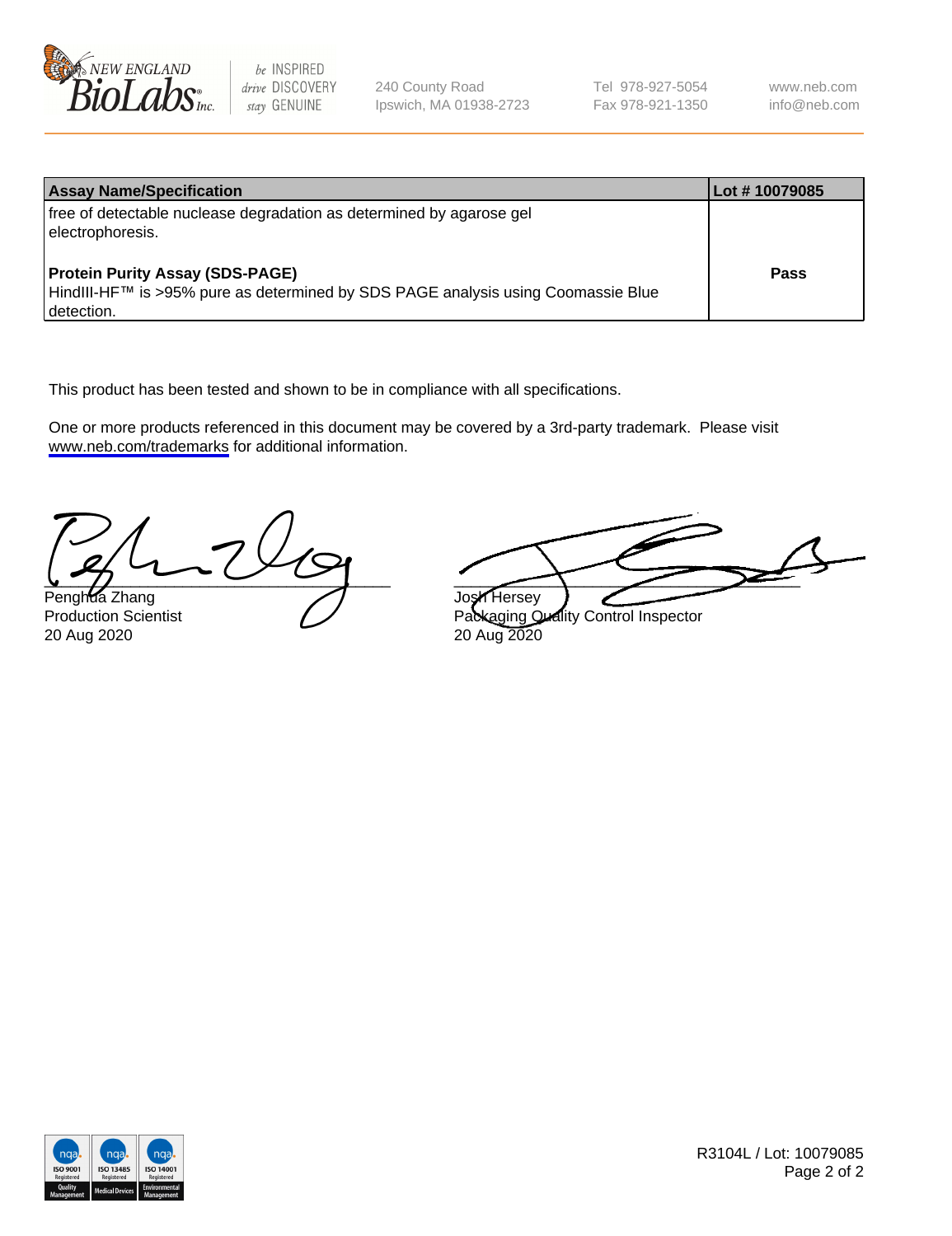| Assay Name/Specification | Lot # 10079085 |
|---|---|
| free of detectable nuclease degradation as determined by agarose gel electrophoresis. | |
| **Protein Purity Assay (SDS-PAGE)**<br>HindIII-HF™ is >95% pure as determined by SDS PAGE analysis using Coomassie Blue detection. | **Pass** |

This product has been tested and shown to be in compliance with all specifications.

One or more products referenced in this document may be covered by a 3rd-party trademark. Please visit www.neb.com/trademarks for additional information.

Penghua Zhang
Production Scientist
20 Aug 2020

Josh Hersey
Packaging Quality Control Inspector
20 Aug 2020

R3104L / Lot: 10079085